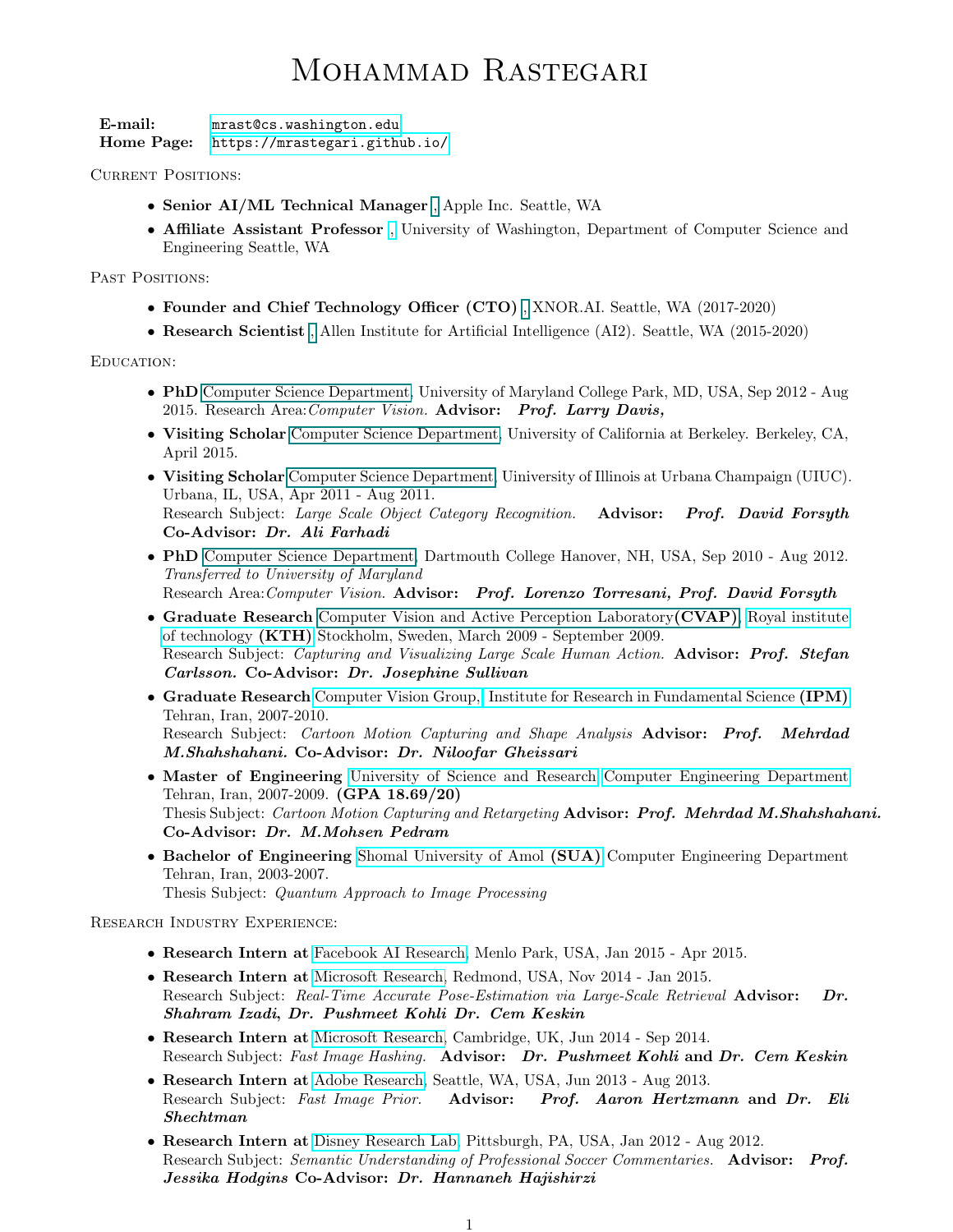# Mohammad Rastegari

**E-mail:** mrast@cs.washington.edu
**Home Page:** https://mrastegari.github.io/

Current Positions:

- **Senior AI/ML Technical Manager** , Apple Inc. Seattle, WA
- **Affiliate Assistant Professor** , University of Washington, Department of Computer Science and Engineering Seattle, WA

Past Positions:

- **Founder and Chief Technology Officer (CTO)** , XNOR.AI. Seattle, WA (2017-2020)
- **Research Scientist** , Allen Institute for Artificial Intelligence (AI2). Seattle, WA (2015-2020)

Education:

- **PhD** Computer Science Department, University of Maryland College Park, MD, USA, Sep 2012 - Aug 2015. Research Area:*Computer Vision.* **Advisor:** ***Prof. Larry Davis,***
- **Visiting Scholar** Computer Science Department, University of California at Berkeley. Berkeley, CA, April 2015.
- **Visiting Scholar** Computer Science Department, University of Illinois at Urbana Champaign (UIUC). Urbana, IL, USA, Apr 2011 - Aug 2011.
  Research Subject: *Large Scale Object Category Recognition.* **Advisor:** ***Prof. David Forsyth*** **Co-Advisor:** ***Dr. Ali Farhadi***
- **PhD** Computer Science Department, Dartmouth College Hanover, NH, USA, Sep 2010 - Aug 2012.
  *Transferred to University of Maryland*
  Research Area:*Computer Vision.* **Advisor:** ***Prof. Lorenzo Torresani, Prof. David Forsyth***
- **Graduate Research** Computer Vision and Active Perception Laboratory**(CVAP)**, Royal institute of technology **(KTH)** Stockholm, Sweden, March 2009 - September 2009.
  Research Subject: *Capturing and Visualizing Large Scale Human Action.* **Advisor:** ***Prof. Stefan Carlsson.*** **Co-Advisor:** ***Dr. Josephine Sullivan***
- **Graduate Research** Computer Vision Group, Institute for Research in Fundamental Science **(IPM)** Tehran, Iran, 2007-2010.
  Research Subject: *Cartoon Motion Capturing and Shape Analysis* **Advisor:** ***Prof. Mehrdad M.Shahshahani.*** **Co-Advisor:** ***Dr. Niloofar Gheissari***
- **Master of Engineering** University of Science and Research Computer Engineering Department Tehran, Iran, 2007-2009. **(GPA 18.69/20)**
  Thesis Subject: *Cartoon Motion Capturing and Retargeting* **Advisor:** ***Prof. Mehrdad M.Shahshahani.*** **Co-Advisor:** ***Dr. M.Mohsen Pedram***
- **Bachelor of Engineering** Shomal University of Amol **(SUA)** Computer Engineering Department Tehran, Iran, 2003-2007.
  Thesis Subject: *Quantum Approach to Image Processing*

Research Industry Experience:

- **Research Intern at** Facebook AI Research, Menlo Park, USA, Jan 2015 - Apr 2015.
- **Research Intern at** Microsoft Research, Redmond, USA, Nov 2014 - Jan 2015.
  Research Subject: *Real-Time Accurate Pose-Estimation via Large-Scale Retrieval* **Advisor:** ***Dr. Shahram Izadi, Dr. Pushmeet Kohli Dr. Cem Keskin***
- **Research Intern at** Microsoft Research, Cambridge, UK, Jun 2014 - Sep 2014.
  Research Subject: *Fast Image Hashing.* **Advisor:** ***Dr. Pushmeet Kohli*** **and** ***Dr. Cem Keskin***
- **Research Intern at** Adobe Research, Seattle, WA, USA, Jun 2013 - Aug 2013.
  Research Subject: *Fast Image Prior.* **Advisor:** ***Prof. Aaron Hertzmann*** **and** ***Dr. Eli Shechtman***
- **Research Intern at** Disney Research Lab, Pittsburgh, PA, USA, Jan 2012 - Aug 2012.
  Research Subject: *Semantic Understanding of Professional Soccer Commentaries.* **Advisor:** ***Prof. Jessika Hodgins*** **Co-Advisor:** ***Dr. Hannaneh Hajishirzi***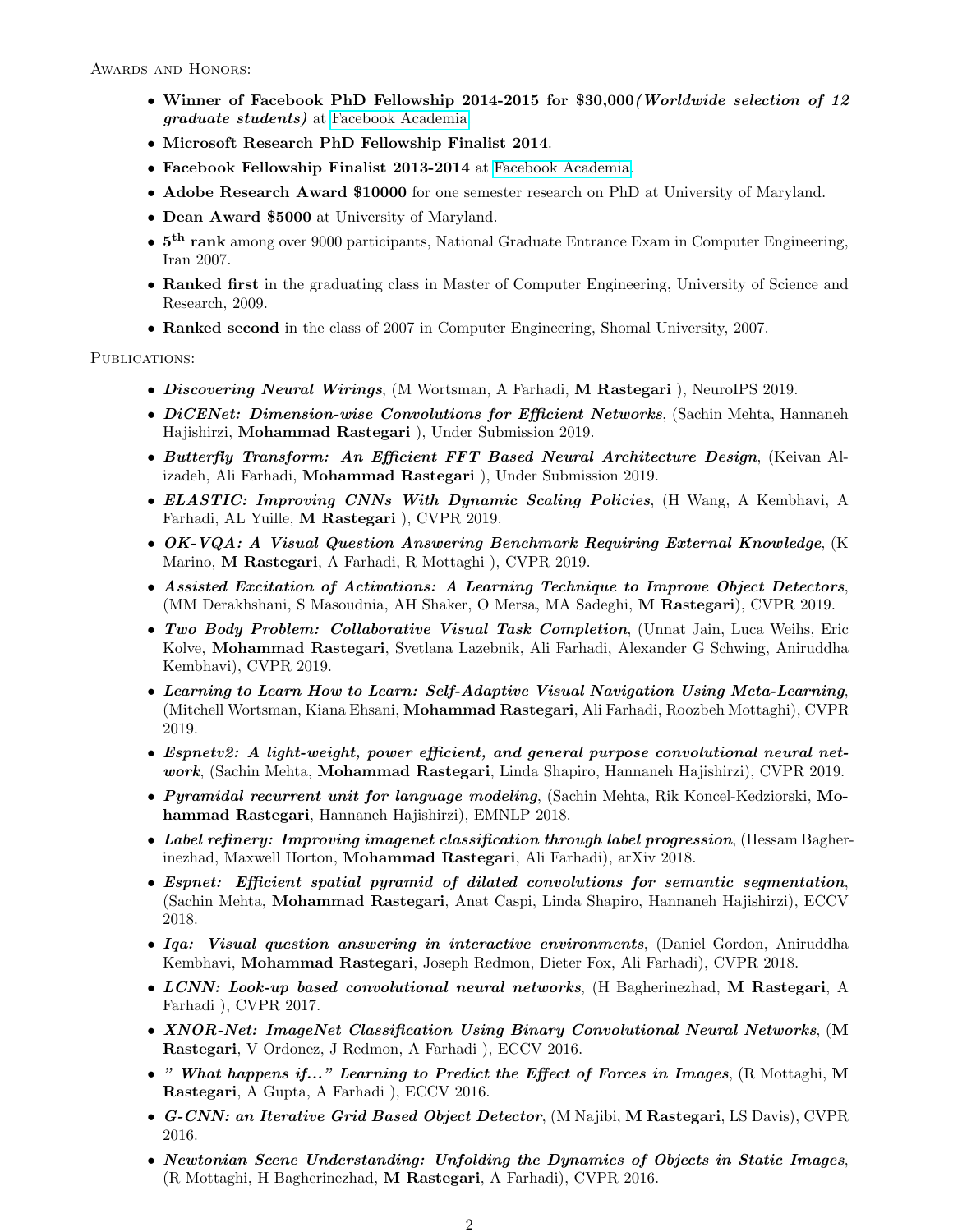Awards and Honors:

- **Winner of Facebook PhD Fellowship 2014-2015 for $30,000*(Worldwide selection of 12 graduate students)*** at Facebook Academia
- **Microsoft Research PhD Fellowship Finalist 2014**.
- **Facebook Fellowship Finalist 2013-2014** at Facebook Academia.
- **Adobe Research Award $10000** for one semester research on PhD at University of Maryland.
- **Dean Award $5000** at University of Maryland.
- **5th rank** among over 9000 participants, National Graduate Entrance Exam in Computer Engineering, Iran 2007.
- **Ranked first** in the graduating class in Master of Computer Engineering, University of Science and Research, 2009.
- **Ranked second** in the class of 2007 in Computer Engineering, Shomal University, 2007.

Publications:

- ***Discovering Neural Wirings***, (M Wortsman, A Farhadi, **M Rastegari** ), NeuroIPS 2019.
- ***DiCENet: Dimension-wise Convolutions for Efficient Networks***, (Sachin Mehta, Hannaneh Hajishirzi, **Mohammad Rastegari** ), Under Submission 2019.
- ***Butterfly Transform: An Efficient FFT Based Neural Architecture Design***, (Keivan Alizadeh, Ali Farhadi, **Mohammad Rastegari** ), Under Submission 2019.
- ***ELASTIC: Improving CNNs With Dynamic Scaling Policies***, (H Wang, A Kembhavi, A Farhadi, AL Yuille, **M Rastegari** ), CVPR 2019.
- ***OK-VQA: A Visual Question Answering Benchmark Requiring External Knowledge***, (K Marino, **M Rastegari**, A Farhadi, R Mottaghi ), CVPR 2019.
- ***Assisted Excitation of Activations: A Learning Technique to Improve Object Detectors***, (MM Derakhshani, S Masoudnia, AH Shaker, O Mersa, MA Sadeghi, **M Rastegari**), CVPR 2019.
- ***Two Body Problem: Collaborative Visual Task Completion***, (Unnat Jain, Luca Weihs, Eric Kolve, **Mohammad Rastegari**, Svetlana Lazebnik, Ali Farhadi, Alexander G Schwing, Aniruddha Kembhavi), CVPR 2019.
- ***Learning to Learn How to Learn: Self-Adaptive Visual Navigation Using Meta-Learning***, (Mitchell Wortsman, Kiana Ehsani, **Mohammad Rastegari**, Ali Farhadi, Roozbeh Mottaghi), CVPR 2019.
- ***Espnetv2: A light-weight, power efficient, and general purpose convolutional neural network***, (Sachin Mehta, **Mohammad Rastegari**, Linda Shapiro, Hannaneh Hajishirzi), CVPR 2019.
- ***Pyramidal recurrent unit for language modeling***, (Sachin Mehta, Rik Koncel-Kedziorski, **Mohammad Rastegari**, Hannaneh Hajishirzi), EMNLP 2018.
- ***Label refinery: Improving imagenet classification through label progression***, (Hessam Bagherinezhad, Maxwell Horton, **Mohammad Rastegari**, Ali Farhadi), arXiv 2018.
- ***Espnet: Efficient spatial pyramid of dilated convolutions for semantic segmentation***, (Sachin Mehta, **Mohammad Rastegari**, Anat Caspi, Linda Shapiro, Hannaneh Hajishirzi), ECCV 2018.
- ***Iqa: Visual question answering in interactive environments***, (Daniel Gordon, Aniruddha Kembhavi, **Mohammad Rastegari**, Joseph Redmon, Dieter Fox, Ali Farhadi), CVPR 2018.
- ***LCNN: Look-up based convolutional neural networks***, (H Bagherinezhad, **M Rastegari**, A Farhadi ), CVPR 2017.
- ***XNOR-Net: ImageNet Classification Using Binary Convolutional Neural Networks***, (**M Rastegari**, V Ordonez, J Redmon, A Farhadi ), ECCV 2016.
- ***" What happens if..." Learning to Predict the Effect of Forces in Images***, (R Mottaghi, **M Rastegari**, A Gupta, A Farhadi ), ECCV 2016.
- ***G-CNN: an Iterative Grid Based Object Detector***, (M Najibi, **M Rastegari**, LS Davis), CVPR 2016.
- ***Newtonian Scene Understanding: Unfolding the Dynamics of Objects in Static Images***, (R Mottaghi, H Bagherinezhad, **M Rastegari**, A Farhadi), CVPR 2016.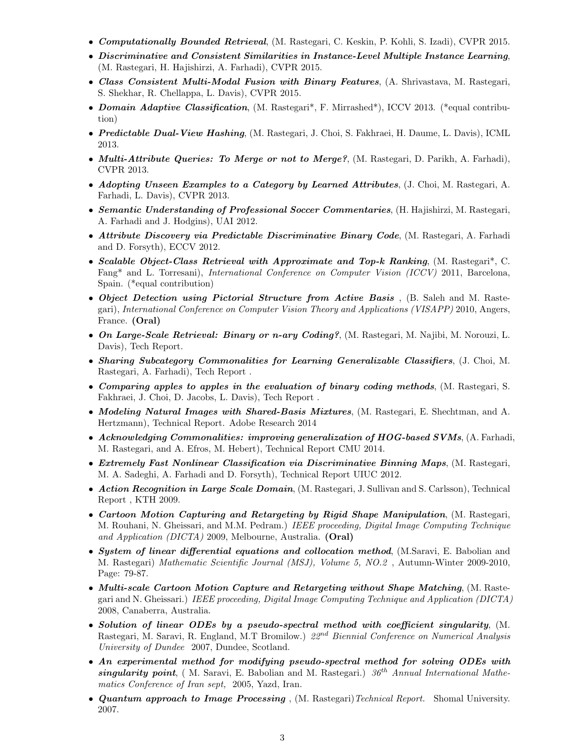- ***Computationally Bounded Retrieval***, (M. Rastegari, C. Keskin, P. Kohli, S. Izadi), CVPR 2015.
- ***Discriminative and Consistent Similarities in Instance-Level Multiple Instance Learning***, (M. Rastegari, H. Hajishirzi, A. Farhadi), CVPR 2015.
- ***Class Consistent Multi-Modal Fusion with Binary Features***, (A. Shrivastava, M. Rastegari, S. Shekhar, R. Chellappa, L. Davis), CVPR 2015.
- ***Domain Adaptive Classification***, (M. Rastegari*, F. Mirrashed*), ICCV 2013. (*equal contribution)
- ***Predictable Dual-View Hashing***, (M. Rastegari, J. Choi, S. Fakhraei, H. Daume, L. Davis), ICML 2013.
- ***Multi-Attribute Queries: To Merge or not to Merge?***, (M. Rastegari, D. Parikh, A. Farhadi), CVPR 2013.
- ***Adopting Unseen Examples to a Category by Learned Attributes***, (J. Choi, M. Rastegari, A. Farhadi, L. Davis), CVPR 2013.
- ***Semantic Understanding of Professional Soccer Commentaries***, (H. Hajishirzi, M. Rastegari, A. Farhadi and J. Hodgins), UAI 2012.
- ***Attribute Discovery via Predictable Discriminative Binary Code***, (M. Rastegari, A. Farhadi and D. Forsyth), ECCV 2012.
- ***Scalable Object-Class Retrieval with Approximate and Top-k Ranking***, (M. Rastegari*, C. Fang* and L. Torresani), *International Conference on Computer Vision (ICCV)* 2011, Barcelona, Spain. (*equal contribution)
- ***Object Detection using Pictorial Structure from Active Basis*** , (B. Saleh and M. Rastegari), *International Conference on Computer Vision Theory and Applications (VISAPP)* 2010, Angers, France. **(Oral)**
- ***On Large-Scale Retrieval: Binary or n-ary Coding?***, (M. Rastegari, M. Najibi, M. Norouzi, L. Davis), Tech Report.
- ***Sharing Subcategory Commonalities for Learning Generalizable Classifiers***, (J. Choi, M. Rastegari, A. Farhadi), Tech Report .
- ***Comparing apples to apples in the evaluation of binary coding methods***, (M. Rastegari, S. Fakhraei, J. Choi, D. Jacobs, L. Davis), Tech Report .
- ***Modeling Natural Images with Shared-Basis Mixtures***, (M. Rastegari, E. Shechtman, and A. Hertzmann), Technical Report. Adobe Research 2014
- ***Acknowledging Commonalities: improving generalization of HOG-based SVMs***, (A. Farhadi, M. Rastegari, and A. Efros, M. Hebert), Technical Report CMU 2014.
- ***Extremely Fast Nonlinear Classification via Discriminative Binning Maps***, (M. Rastegari, M. A. Sadeghi, A. Farhadi and D. Forsyth), Technical Report UIUC 2012.
- ***Action Recognition in Large Scale Domain***, (M. Rastegari, J. Sullivan and S. Carlsson), Technical Report , KTH 2009.
- ***Cartoon Motion Capturing and Retargeting by Rigid Shape Manipulation***, (M. Rastegari, M. Rouhani, N. Gheissari, and M.M. Pedram.) *IEEE proceeding, Digital Image Computing Technique and Application (DICTA)* 2009, Melbourne, Australia. **(Oral)**
- ***System of linear differential equations and collocation method***, (M.Saravi, E. Babolian and M. Rastegari) *Mathematic Scientific Journal (MSJ), Volume 5, NO.2* , Autumn-Winter 2009-2010, Page: 79-87.
- ***Multi-scale Cartoon Motion Capture and Retargeting without Shape Matching***, (M. Rastegari and N. Gheissari.) *IEEE proceeding, Digital Image Computing Technique and Application (DICTA)* 2008, Canaberra, Australia.
- ***Solution of linear ODEs by a pseudo-spectral method with coefficient singularity***, (M. Rastegari, M. Saravi, R. England, M.T Bromilow.) *22nd Biennial Conference on Numerical Analysis University of Dundee* 2007, Dundee, Scotland.
- ***An experimental method for modifying pseudo-spectral method for solving ODEs with singularity point***, ( M. Saravi, E. Babolian and M. Rastegari.) *36th Annual International Mathematics Conference of Iran sept,* 2005, Yazd, Iran.
- ***Quantum approach to Image Processing*** , (M. Rastegari) *Technical Report.* Shomal University. 2007.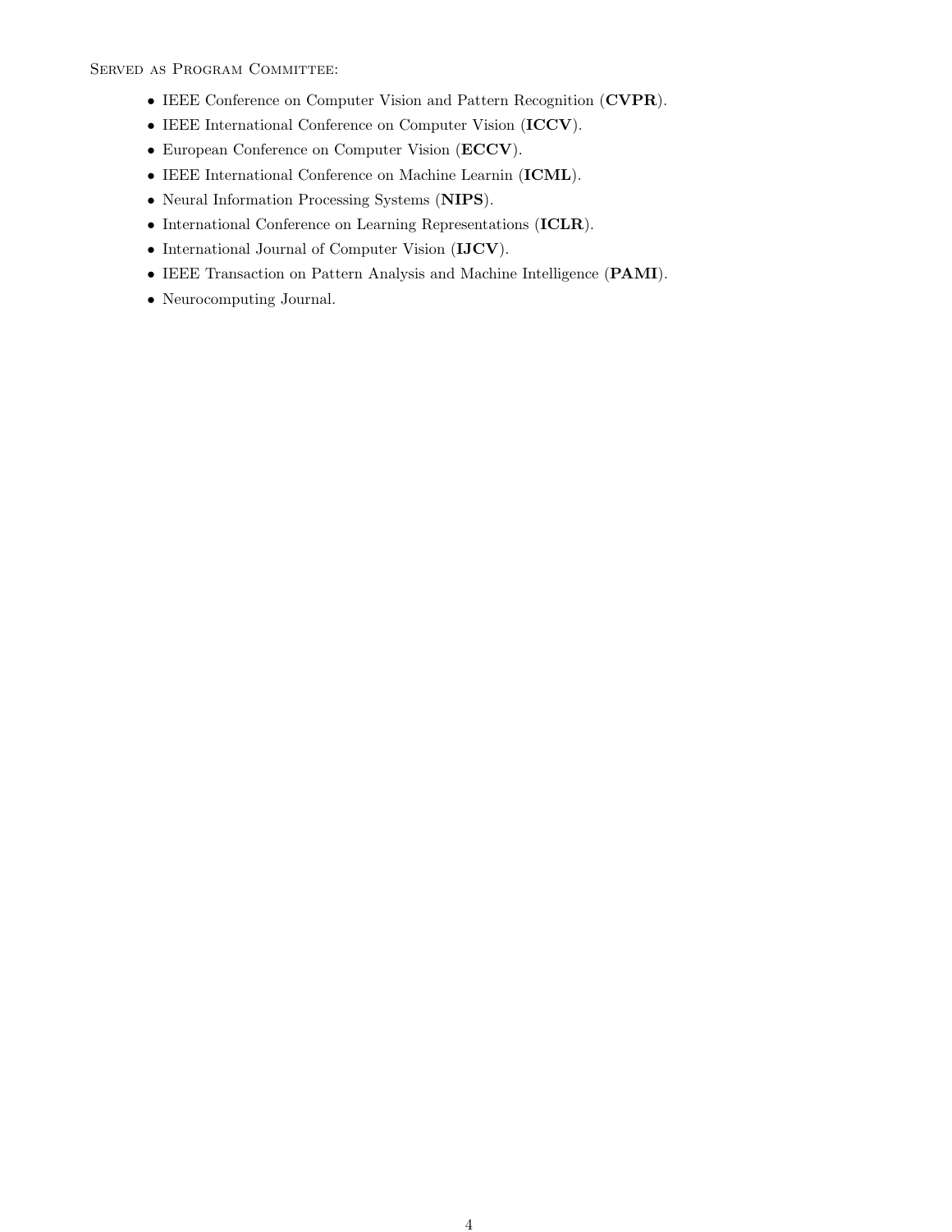Served as Program Committee:

- IEEE Conference on Computer Vision and Pattern Recognition (**CVPR**).
- IEEE International Conference on Computer Vision (**ICCV**).
- European Conference on Computer Vision (**ECCV**).
- IEEE International Conference on Machine Learnin (**ICML**).
- Neural Information Processing Systems (**NIPS**).
- International Conference on Learning Representations (**ICLR**).
- International Journal of Computer Vision (**IJCV**).
- IEEE Transaction on Pattern Analysis and Machine Intelligence (**PAMI**).
- Neurocomputing Journal.